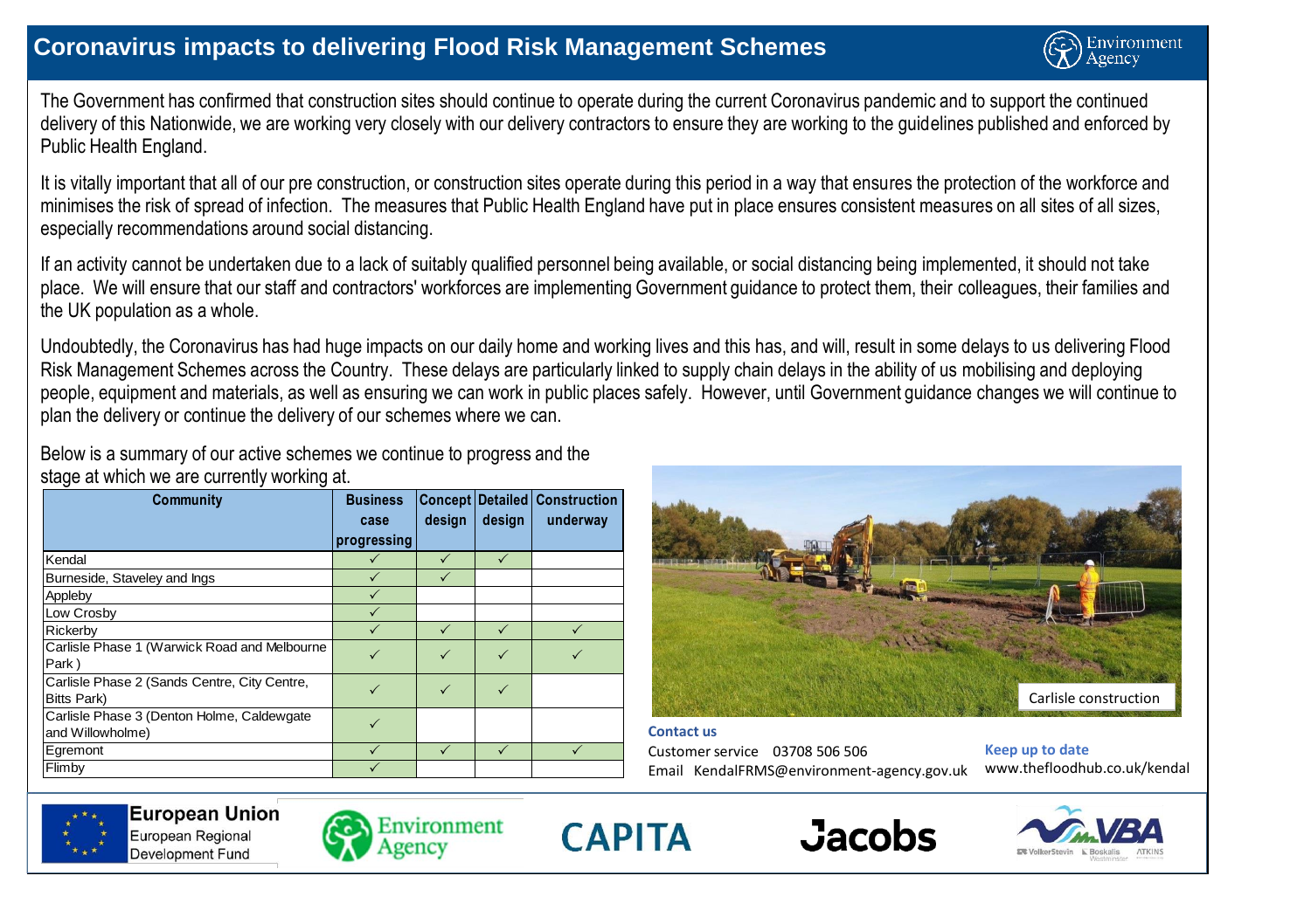# Coronavirus impacts to delivering Flood Risk Management Schemes

The Government has confirmed that construction sites should continue to operate during the current Coronavirus pandemic and to support the continued delivery of this Nationwide, we are working very closely with our delivery contractors to ensure they are working to the guidelines published and enforced by Public Health England.

It is vitally important that all of our pre construction, or construction sites operate during this period in a way that ensures the protection of the workforce and minimises the risk of spread of infection. The measures that Public Health England have put in place ensures consistent measures on all sites of all sizes, especially recommendations around social distancing.

If an activity cannot be undertaken due to a lack of suitably qualified personnel being available, or social distancing being implemented, it should not take place. We will ensure that our staff and contractors' workforces are implementing Government guidance to protect them, their colleagues, their families and the UK population as a whole.

Undoubtedly, the Coronavirus has had huge impacts on our daily home and working lives and this has, and will, result in some delays to us delivering Flood Risk Management Schemes across the Country. These delays are particularly linked to supply chain delays in the ability of us mobilising and deploying people, equipment and materials, as well as ensuring we can work in public places safely. However, until Government guidance changes we will continue to plan the delivery or continue the delivery of our schemes where we can.

Below is a summary of our active schemes we continue to progress and the stage at which we are currently working at.

| Community | Business case progressing | Concept design | Detailed design | Construction underway |
|---|---|---|---|---|
| Kendal | ✓ | ✓ | ✓ | |
| Burneside, Staveley and Ings | ✓ | ✓ | | |
| Appleby | ✓ | | | |
| Low Crosby | ✓ | | | |
| Rickerby | ✓ | ✓ | ✓ | ✓ |
| Carlisle Phase 1 (Warwick Road and Melbourne Park ) | ✓ | ✓ | ✓ | ✓ |
| Carlisle Phase 2 (Sands Centre, City Centre, Bitts Park) | ✓ | ✓ | ✓ | |
| Carlisle Phase 3 (Denton Holme, Caldewgate and Willowholme) | ✓ | | | |
| Egremont | ✓ | ✓ | ✓ | ✓ |
| Flimby | ✓ | | | |

Carlisle construction

**Contact us**

Customer service 03708 506 506

Email KendalFRMS@environment-agency.gov.uk

**Keep up to date**

www.thefloodhub.co.uk/kendal

European Union
European Regional Development Fund

Environment Agency

CAPITA

Jacobs

VBA — VolkerStevin, Boskalis Westminster, ATKINS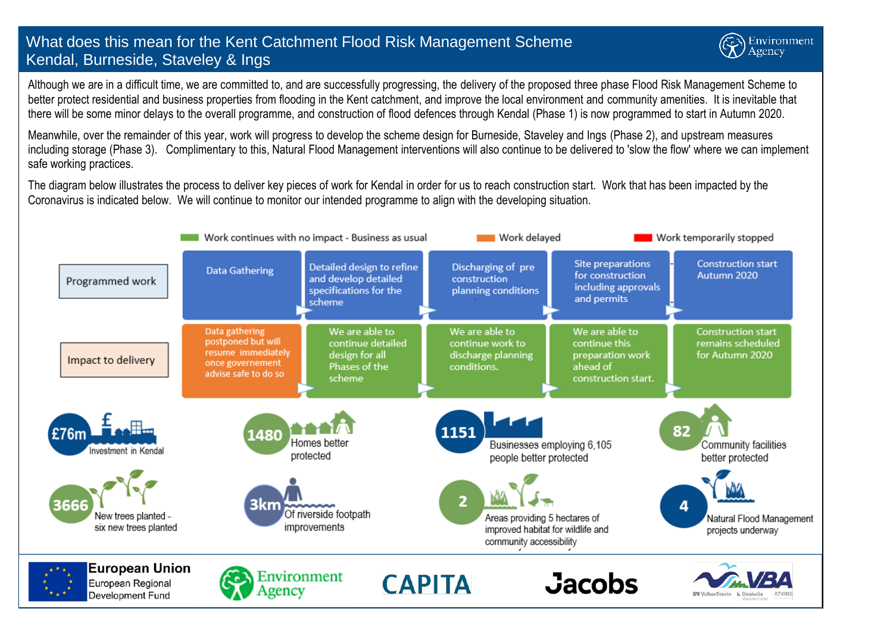# What does this mean for the Kent Catchment Flood Risk Management Scheme
## Kendal, Burneside, Staveley & Ings

Although we are in a difficult time, we are committed to, and are successfully progressing, the delivery of the proposed three phase Flood Risk Management Scheme to better protect residential and business properties from flooding in the Kent catchment, and improve the local environment and community amenities. It is inevitable that there will be some minor delays to the overall programme, and construction of flood defences through Kendal (Phase 1) is now programmed to start in Autumn 2020.

Meanwhile, over the remainder of this year, work will progress to develop the scheme design for Burneside, Staveley and Ings (Phase 2), and upstream measures including storage (Phase 3). Complimentary to this, Natural Flood Management interventions will also continue to be delivered to 'slow the flow' where we can implement safe working practices.

The diagram below illustrates the process to deliver key pieces of work for Kendal in order for us to reach construction start. Work that has been impacted by the Coronavirus is indicated below. We will continue to monitor our intended programme to align with the developing situation.

Work continues with no impact - Business as usual
Work delayed
Work temporarily stopped

| | | | | | |
|---|---|---|---|---|---|
| Programmed work | Data Gathering | Detailed design to refine and develop detailed specifications for the scheme | Discharging of pre construction planning conditions | Site preparations for construction including approvals and permits | Construction start Autumn 2020 |
| Impact to delivery | Data gathering postponed but will resume immediately once governement advise safe to do so | We are able to continue detailed design for all Phases of the scheme | We are able to continue work to discharge planning conditions. | We are able to continue this preparation work ahead of construction start. | Construction start remains scheduled for Autumn 2020 |

£76m Investment in Kendal

1480 Homes better protected

1151 Businesses employing 6,105 people better protected

82 Community facilities better protected

3666 New trees planted - six new trees planted

3km Of riverside footpath improvements

2 Areas providing 5 hectares of improved habitat for wildlife and community accessibility

4 Natural Flood Management projects underway

European Union
European Regional Development Fund

Environment Agency

CAPITA

Jacobs

VBA
VolkerStevin Boskalis Westminster ATKINS